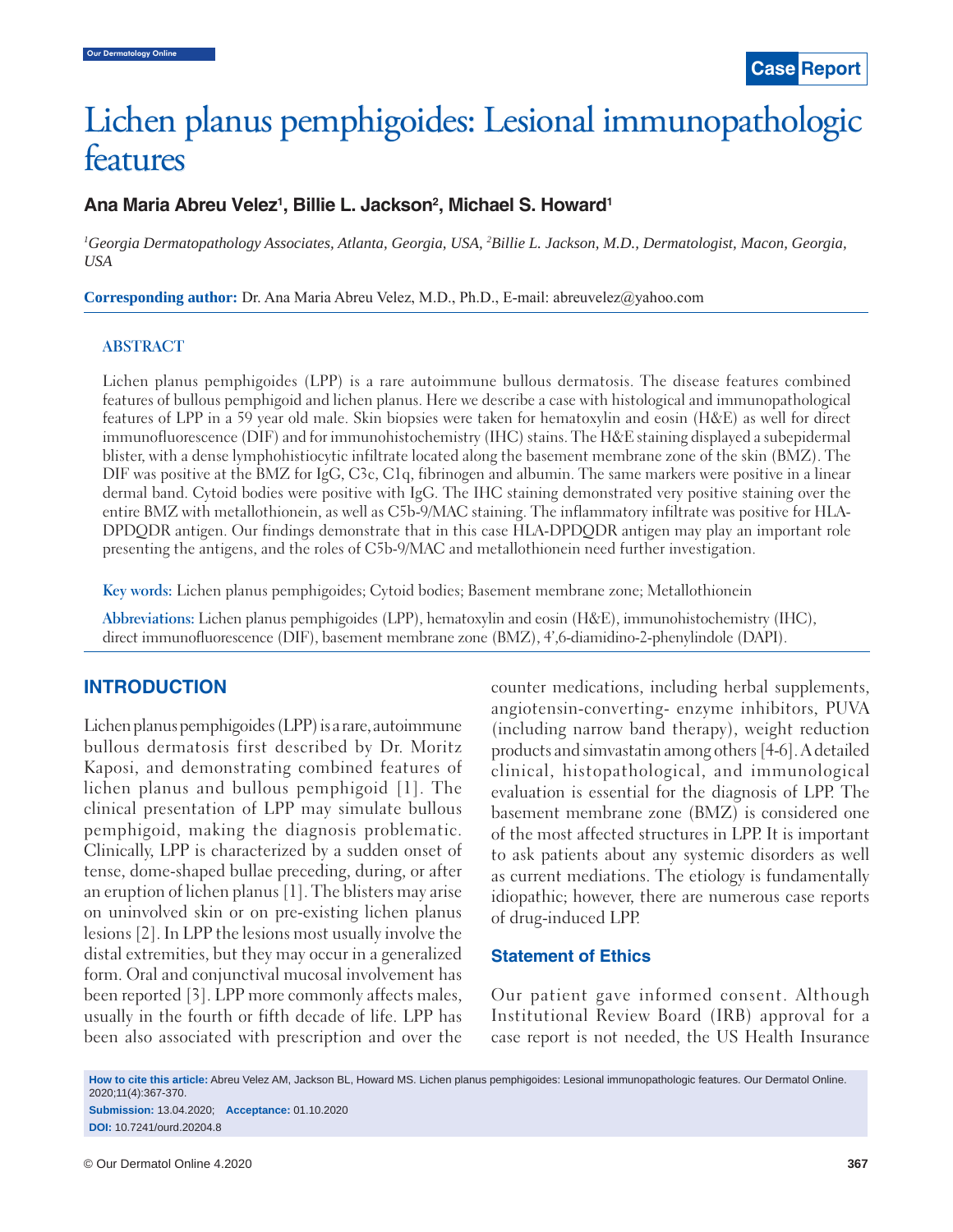# Lichen planus pemphigoides: Lesional immunopathologic features

**Ana Maria Abreu Velez[1], Billie L. Jackson[2], Michael S. Howard[1]**

*[1]Georgia Dermatopathology Associates, Atlanta, Georgia, USA, [2]Billie L. Jackson, M.D., Dermatologist, Macon, Georgia, USA*

**Corresponding author:** Dr. Ana Maria Abreu Velez, M.D., Ph.D., E-mail: abreuvelez@yahoo.com

## ABSTRACT

Lichen planus pemphigoides (LPP) is a rare autoimmune bullous dermatosis. The disease features combined features of bullous pemphigoid and lichen planus. Here we describe a case with histological and immunopathological features of LPP in a 59 year old male. Skin biopsies were taken for hematoxylin and eosin (H&E) as well for direct immunofluorescence (DIF) and for immunohistochemistry (IHC) stains. The H&E staining displayed a subepidermal blister, with a dense lymphohistiocytic infiltrate located along the basement membrane zone of the skin (BMZ). The DIF was positive at the BMZ for IgG, C3c, C1q, fibrinogen and albumin. The same markers were positive in a linear dermal band. Cytoid bodies were positive with IgG. The IHC staining demonstrated very positive staining over the entire BMZ with metallothionein, as well as C5b-9/MAC staining. The inflammatory infiltrate was positive for HLA-DPDQDR antigen. Our findings demonstrate that in this case HLA-DPDQDR antigen may play an important role presenting the antigens, and the roles of C5b-9/MAC and metallothionein need further investigation.

**Key words:** Lichen planus pemphigoides; Cytoid bodies; Basement membrane zone; Metallothionein

**Abbreviations:** Lichen planus pemphigoides (LPP), hematoxylin and eosin (H&E), immunohistochemistry (IHC), direct immunofluorescence (DIF), basement membrane zone (BMZ), 4',6-diamidino-2-phenylindole (DAPI).

## INTRODUCTION

Lichen planus pemphigoides (LPP) is a rare, autoimmune bullous dermatosis first described by Dr. Moritz Kaposi, and demonstrating combined features of lichen planus and bullous pemphigoid [1]. The clinical presentation of LPP may simulate bullous pemphigoid, making the diagnosis problematic. Clinically, LPP is characterized by a sudden onset of tense, dome-shaped bullae preceding, during, or after an eruption of lichen planus [1]. The blisters may arise on uninvolved skin or on pre-existing lichen planus lesions [2]. In LPP the lesions most usually involve the distal extremities, but they may occur in a generalized form. Oral and conjunctival mucosal involvement has been reported [3]. LPP more commonly affects males, usually in the fourth or fifth decade of life. LPP has been also associated with prescription and over the counter medications, including herbal supplements, angiotensin-converting- enzyme inhibitors, PUVA (including narrow band therapy), weight reduction products and simvastatin among others [4-6]. A detailed clinical, histopathological, and immunological evaluation is essential for the diagnosis of LPP. The basement membrane zone (BMZ) is considered one of the most affected structures in LPP. It is important to ask patients about any systemic disorders as well as current mediations. The etiology is fundamentally idiopathic; however, there are numerous case reports of drug-induced LPP.

### Statement of Ethics

Our patient gave informed consent. Although Institutional Review Board (IRB) approval for a case report is not needed, the US Health Insurance

**How to cite this article:** Abreu Velez AM, Jackson BL, Howard MS. Lichen planus pemphigoides: Lesional immunopathologic features. Our Dermatol Online. 2020;11(4):367-370.

**Submission:** 13.04.2020; **Acceptance:** 01.10.2020

**DOI:** 10.7241/ourd.20204.8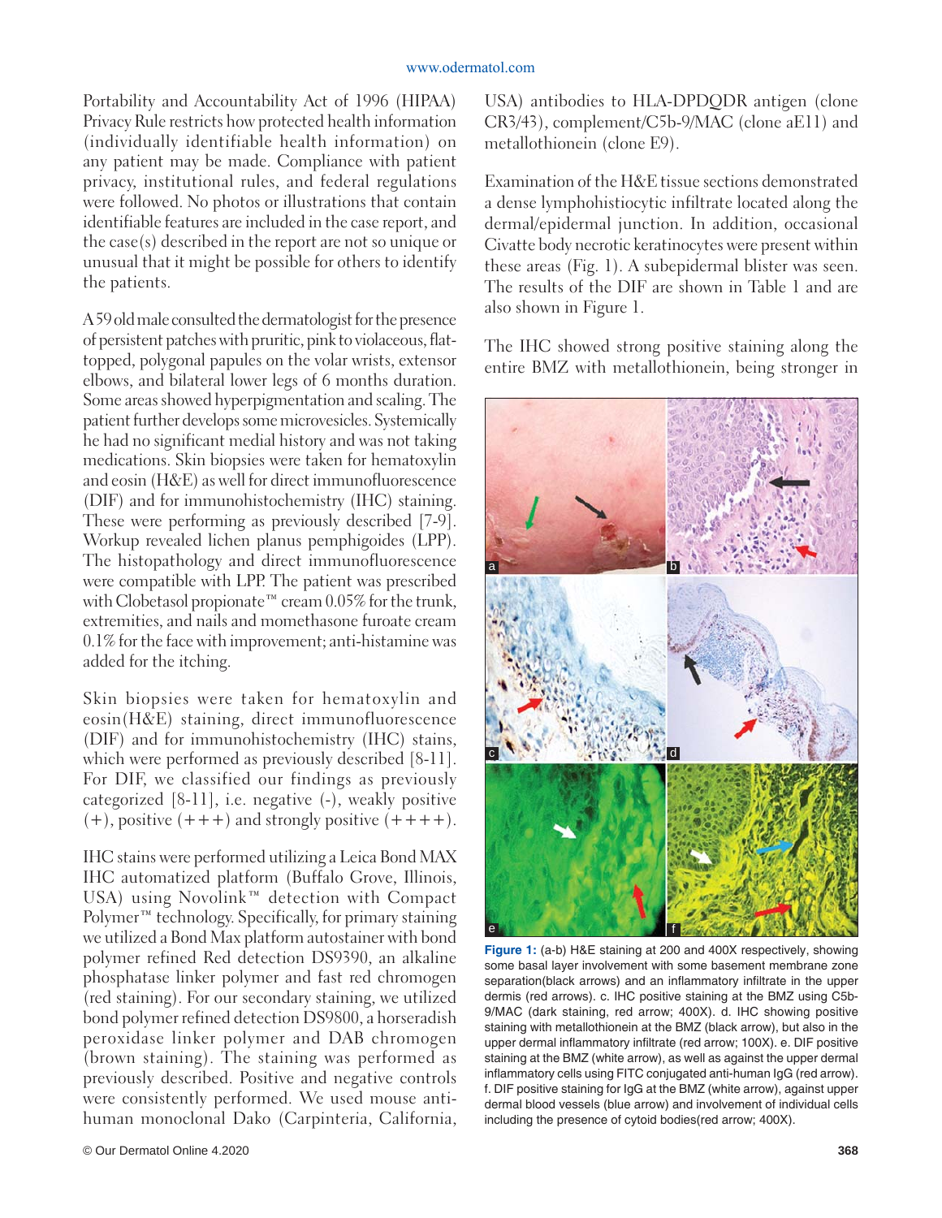Portability and Accountability Act of 1996 (HIPAA) Privacy Rule restricts how protected health information (individually identifiable health information) on any patient may be made. Compliance with patient privacy, institutional rules, and federal regulations were followed. No photos or illustrations that contain identifiable features are included in the case report, and the case(s) described in the report are not so unique or unusual that it might be possible for others to identify the patients.

A 59 old male consulted the dermatologist for the presence of persistent patches with pruritic, pink to violaceous, flat-topped, polygonal papules on the volar wrists, extensor elbows, and bilateral lower legs of 6 months duration. Some areas showed hyperpigmentation and scaling. The patient further develops some microvesicles. Systemically he had no significant medial history and was not taking medications. Skin biopsies were taken for hematoxylin and eosin (H&E) as well for direct immunofluorescence (DIF) and for immunohistochemistry (IHC) staining. These were performing as previously described [7-9]. Workup revealed lichen planus pemphigoides (LPP). The histopathology and direct immunofluorescence were compatible with LPP. The patient was prescribed with Clobetasol propionate™ cream 0.05% for the trunk, extremities, and nails and momethasone furoate cream 0.1% for the face with improvement; anti-histamine was added for the itching.

Skin biopsies were taken for hematoxylin and eosin(H&E) staining, direct immunofluorescence (DIF) and for immunohistochemistry (IHC) stains, which were performed as previously described [8-11]. For DIF, we classified our findings as previously categorized [8-11], i.e. negative (-), weakly positive (+), positive (+++) and strongly positive (++++).

IHC stains were performed utilizing a Leica Bond MAX IHC automatized platform (Buffalo Grove, Illinois, USA) using Novolink™ detection with Compact Polymer™ technology. Specifically, for primary staining we utilized a Bond Max platform autostainer with bond polymer refined Red detection DS9390, an alkaline phosphatase linker polymer and fast red chromogen (red staining). For our secondary staining, we utilized bond polymer refined detection DS9800, a horseradish peroxidase linker polymer and DAB chromogen (brown staining). The staining was performed as previously described. Positive and negative controls were consistently performed. We used mouse anti-human monoclonal Dako (Carpinteria, California, USA) antibodies to HLA-DPDQDR antigen (clone CR3/43), complement/C5b-9/MAC (clone aE11) and metallothionein (clone E9).

Examination of the H&E tissue sections demonstrated a dense lymphohistiocytic infiltrate located along the dermal/epidermal junction. In addition, occasional Civatte body necrotic keratinocytes were present within these areas (Fig. 1). A subepidermal blister was seen. The results of the DIF are shown in Table 1 and are also shown in Figure 1.

The IHC showed strong positive staining along the entire BMZ with metallothionein, being stronger in

**Figure 1:** (a-b) H&E staining at 200 and 400X respectively, showing some basal layer involvement with some basement membrane zone separation(black arrows) and an inflammatory infiltrate in the upper dermis (red arrows). c. IHC positive staining at the BMZ using C5b-9/MAC (dark staining, red arrow; 400X). d. IHC showing positive staining with metallothionein at the BMZ (black arrow), but also in the upper dermal inflammatory infiltrate (red arrow; 100X). e. DIF positive staining at the BMZ (white arrow), as well as against the upper dermal inflammatory cells using FITC conjugated anti-human IgG (red arrow). f. DIF positive staining for IgG at the BMZ (white arrow), against upper dermal blood vessels (blue arrow) and involvement of individual cells including the presence of cytoid bodies(red arrow; 400X).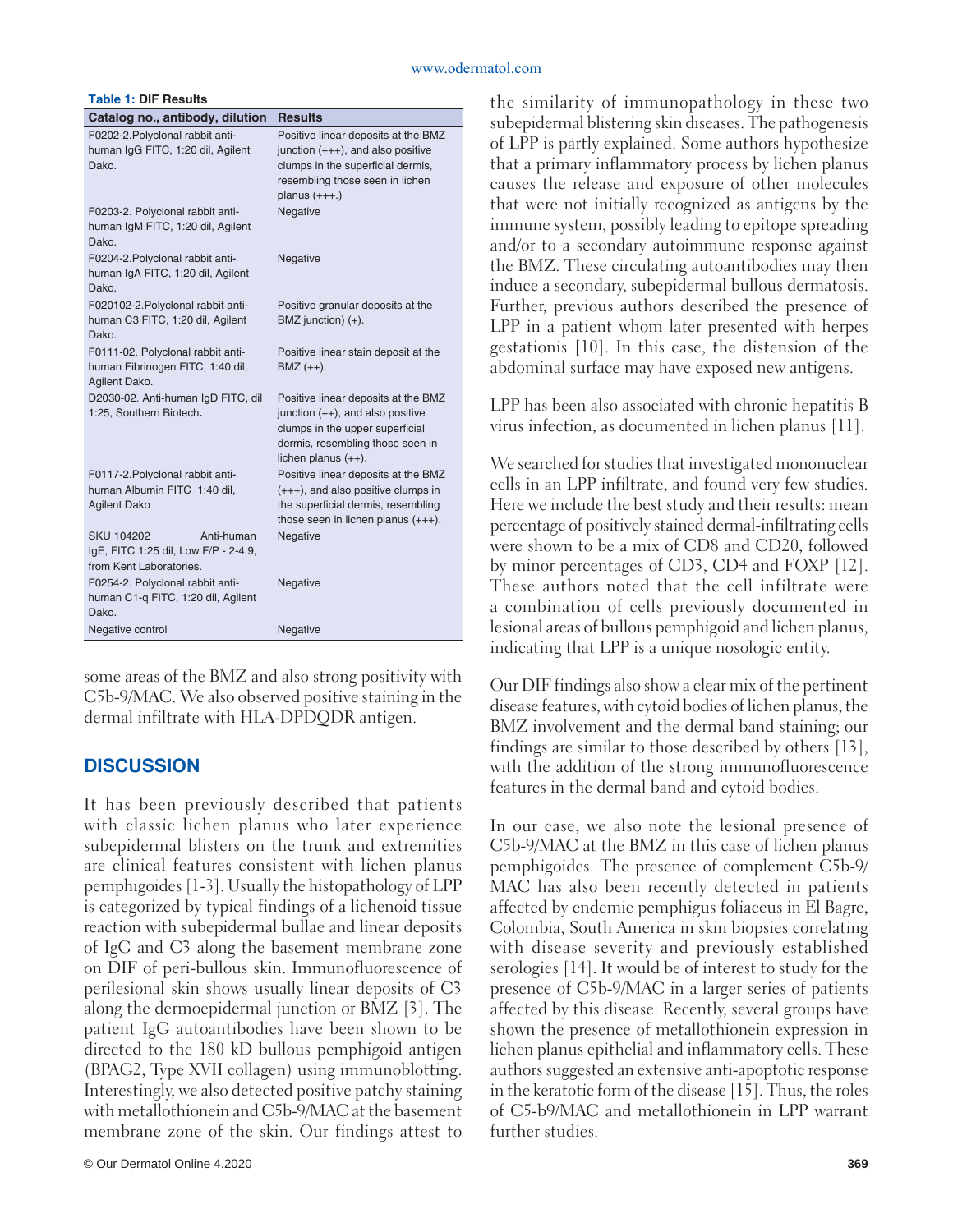**Table 1:** DIF Results

| Catalog no., antibody, dilution | Results |
|---|---|
| F0202-2.Polyclonal rabbit anti-human IgG FITC, 1:20 dil, Agilent Dako. | Positive linear deposits at the BMZ junction (+++), and also positive clumps in the superficial dermis, resembling those seen in lichen planus (+++.) |
| F0203-2. Polyclonal rabbit anti-human IgM FITC, 1:20 dil, Agilent Dako. | Negative |
| F0204-2.Polyclonal rabbit anti-human IgA FITC, 1:20 dil, Agilent Dako. | Negative |
| F020102-2.Polyclonal rabbit anti-human C3 FITC, 1:20 dil, Agilent Dako. | Positive granular deposits at the BMZ junction) (+). |
| F0111-02. Polyclonal rabbit anti-human Fibrinogen FITC, 1:40 dil, Agilent Dako. | Positive linear stain deposit at the BMZ (++). |
| D2030-02. Anti-human IgD FITC, dil 1:25, Southern Biotech. | Positive linear deposits at the BMZ junction (++), and also positive clumps in the upper superficial dermis, resembling those seen in lichen planus (++). |
| F0117-2.Polyclonal rabbit anti-human Albumin FITC 1:40 dil, Agilent Dako | Positive linear deposits at the BMZ (+++), and also positive clumps in the superficial dermis, resembling those seen in lichen planus (+++). |
| SKU 104202 Anti-human IgE, FITC 1:25 dil, Low F/P - 2-4.9, from Kent Laboratories. | Negative |
| F0254-2. Polyclonal rabbit anti-human C1-q FITC, 1:20 dil, Agilent Dako. | Negative |
| Negative control | Negative |

some areas of the BMZ and also strong positivity with C5b-9/MAC. We also observed positive staining in the dermal infiltrate with HLA-DPDQDR antigen.

## DISCUSSION

It has been previously described that patients with classic lichen planus who later experience subepidermal blisters on the trunk and extremities are clinical features consistent with lichen planus pemphigoides [1-3]. Usually the histopathology of LPP is categorized by typical findings of a lichenoid tissue reaction with subepidermal bullae and linear deposits of IgG and C3 along the basement membrane zone on DIF of peri-bullous skin. Immunofluorescence of perilesional skin shows usually linear deposits of C3 along the dermoepidermal junction or BMZ [3]. The patient IgG autoantibodies have been shown to be directed to the 180 kD bullous pemphigoid antigen (BPAG2, Type XVII collagen) using immunoblotting. Interestingly, we also detected positive patchy staining with metallothionein and C5b-9/MAC at the basement membrane zone of the skin. Our findings attest to the similarity of immunopathology in these two subepidermal blistering skin diseases. The pathogenesis of LPP is partly explained. Some authors hypothesize that a primary inflammatory process by lichen planus causes the release and exposure of other molecules that were not initially recognized as antigens by the immune system, possibly leading to epitope spreading and/or to a secondary autoimmune response against the BMZ. These circulating autoantibodies may then induce a secondary, subepidermal bullous dermatosis. Further, previous authors described the presence of LPP in a patient whom later presented with herpes gestationis [10]. In this case, the distension of the abdominal surface may have exposed new antigens.

LPP has been also associated with chronic hepatitis B virus infection, as documented in lichen planus [11].

We searched for studies that investigated mononuclear cells in an LPP infiltrate, and found very few studies. Here we include the best study and their results: mean percentage of positively stained dermal-infiltrating cells were shown to be a mix of CD8 and CD20, followed by minor percentages of CD3, CD4 and FOXP [12]. These authors noted that the cell infiltrate were a combination of cells previously documented in lesional areas of bullous pemphigoid and lichen planus, indicating that LPP is a unique nosologic entity.

Our DIF findings also show a clear mix of the pertinent disease features, with cytoid bodies of lichen planus, the BMZ involvement and the dermal band staining; our findings are similar to those described by others [13], with the addition of the strong immunofluorescence features in the dermal band and cytoid bodies.

In our case, we also note the lesional presence of C5b-9/MAC at the BMZ in this case of lichen planus pemphigoides. The presence of complement C5b-9/MAC has also been recently detected in patients affected by endemic pemphigus foliaceus in El Bagre, Colombia, South America in skin biopsies correlating with disease severity and previously established serologies [14]. It would be of interest to study for the presence of C5b-9/MAC in a larger series of patients affected by this disease. Recently, several groups have shown the presence of metallothionein expression in lichen planus epithelial and inflammatory cells. These authors suggested an extensive anti-apoptotic response in the keratotic form of the disease [15]. Thus, the roles of C5-b9/MAC and metallothionein in LPP warrant further studies.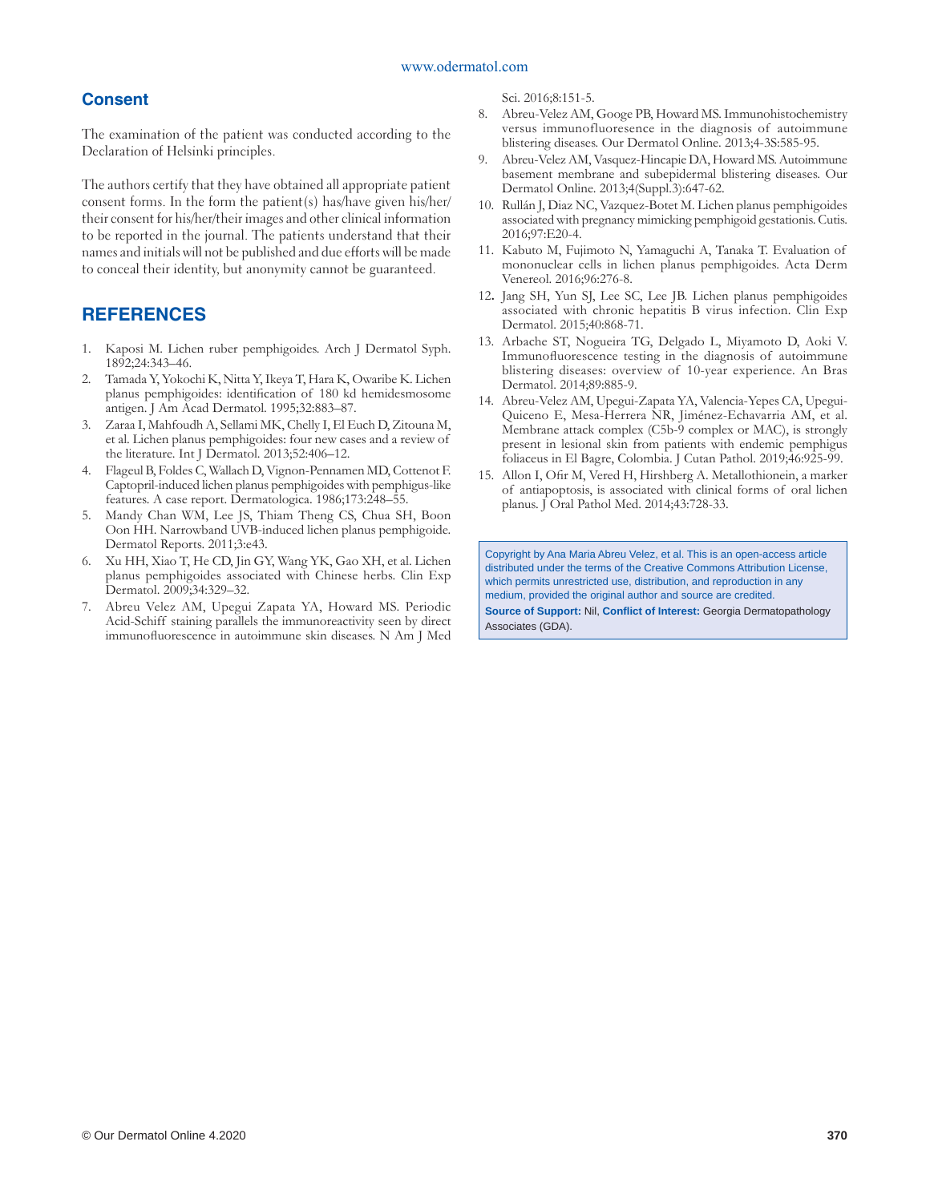## Consent

The examination of the patient was conducted according to the Declaration of Helsinki principles.

The authors certify that they have obtained all appropriate patient consent forms. In the form the patient(s) has/have given his/her/their consent for his/her/their images and other clinical information to be reported in the journal. The patients understand that their names and initials will not be published and due efforts will be made to conceal their identity, but anonymity cannot be guaranteed.

## REFERENCES

1. Kaposi M. Lichen ruber pemphigoides. Arch J Dermatol Syph. 1892;24:343–46.
2. Tamada Y, Yokochi K, Nitta Y, Ikeya T, Hara K, Owaribe K. Lichen planus pemphigoides: identification of 180 kd hemidesmosome antigen. J Am Acad Dermatol. 1995;32:883–87.
3. Zaraa I, Mahfoudh A, Sellami MK, Chelly I, El Euch D, Zitouna M, et al. Lichen planus pemphigoides: four new cases and a review of the literature. Int J Dermatol. 2013;52:406–12.
4. Flageul B, Foldes C, Wallach D, Vignon-Pennamen MD, Cottenot F. Captopril-induced lichen planus pemphigoides with pemphigus-like features. A case report. Dermatologica. 1986;173:248–55.
5. Mandy Chan WM, Lee JS, Thiam Theng CS, Chua SH, Boon Oon HH. Narrowband UVB-induced lichen planus pemphigoide. Dermatol Reports. 2011;3:e43.
6. Xu HH, Xiao T, He CD, Jin GY, Wang YK, Gao XH, et al. Lichen planus pemphigoides associated with Chinese herbs. Clin Exp Dermatol. 2009;34:329–32.
7. Abreu Velez AM, Upegui Zapata YA, Howard MS. Periodic Acid-Schiff staining parallels the immunoreactivity seen by direct immunofluorescence in autoimmune skin diseases. N Am J Med Sci. 2016;8:151-5.
8. Abreu-Velez AM, Googe PB, Howard MS. Immunohistochemistry versus immunofluoresence in the diagnosis of autoimmune blistering diseases. Our Dermatol Online. 2013;4-3S:585-95.
9. Abreu-Velez AM, Vasquez-Hincapie DA, Howard MS. Autoimmune basement membrane and subepidermal blistering diseases. Our Dermatol Online. 2013;4(Suppl.3):647-62.
10. Rullán J, Diaz NC, Vazquez-Botet M. Lichen planus pemphigoides associated with pregnancy mimicking pemphigoid gestationis. Cutis. 2016;97:E20-4.
11. Kabuto M, Fujimoto N, Yamaguchi A, Tanaka T. Evaluation of mononuclear cells in lichen planus pemphigoides. Acta Derm Venereol. 2016;96:276-8.
12. Jang SH, Yun SJ, Lee SC, Lee JB. Lichen planus pemphigoides associated with chronic hepatitis B virus infection. Clin Exp Dermatol. 2015;40:868-71.
13. Arbache ST, Nogueira TG, Delgado L, Miyamoto D, Aoki V. Immunofluorescence testing in the diagnosis of autoimmune blistering diseases: overview of 10-year experience. An Bras Dermatol. 2014;89:885-9.
14. Abreu-Velez AM, Upegui-Zapata YA, Valencia-Yepes CA, Upegui-Quiceno E, Mesa-Herrera NR, Jiménez-Echavarria AM, et al. Membrane attack complex (C5b-9 complex or MAC), is strongly present in lesional skin from patients with endemic pemphigus foliaceus in El Bagre, Colombia. J Cutan Pathol. 2019;46:925-99.
15. Allon I, Ofir M, Vered H, Hirshberg A. Metallothionein, a marker of antiapoptosis, is associated with clinical forms of oral lichen planus. J Oral Pathol Med. 2014;43:728-33.

Copyright by Ana Maria Abreu Velez, et al. This is an open-access article distributed under the terms of the Creative Commons Attribution License, which permits unrestricted use, distribution, and reproduction in any medium, provided the original author and source are credited.

**Source of Support:** Nil, **Conflict of Interest:** Georgia Dermatopathology Associates (GDA).